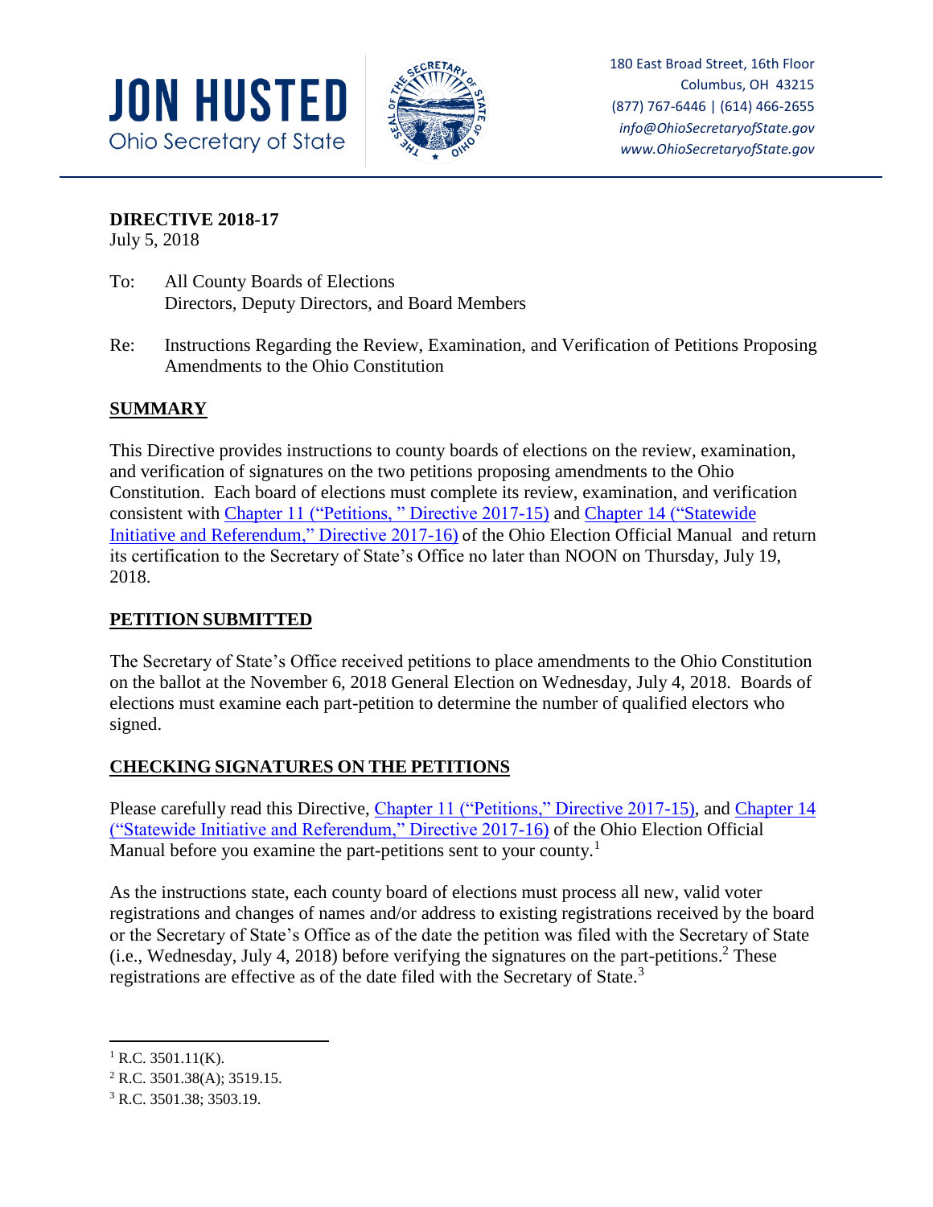**JON HUSTED**
Ohio Secretary of State

180 East Broad Street, 16th Floor
Columbus, OH 43215
(877) 767-6446 | (614) 466-2655
*info@OhioSecretaryofState.gov*
*www.OhioSecretaryofState.gov*

**DIRECTIVE 2018-17**
July 5, 2018

To: All County Boards of Elections
Directors, Deputy Directors, and Board Members

Re: Instructions Regarding the Review, Examination, and Verification of Petitions Proposing Amendments to the Ohio Constitution

## SUMMARY

This Directive provides instructions to county boards of elections on the review, examination, and verification of signatures on the two petitions proposing amendments to the Ohio Constitution. Each board of elections must complete its review, examination, and verification consistent with Chapter 11 ("Petitions, " Directive 2017-15) and Chapter 14 ("Statewide Initiative and Referendum," Directive 2017-16) of the Ohio Election Official Manual and return its certification to the Secretary of State's Office no later than NOON on Thursday, July 19, 2018.

## PETITION SUBMITTED

The Secretary of State's Office received petitions to place amendments to the Ohio Constitution on the ballot at the November 6, 2018 General Election on Wednesday, July 4, 2018. Boards of elections must examine each part-petition to determine the number of qualified electors who signed.

## CHECKING SIGNATURES ON THE PETITIONS

Please carefully read this Directive, Chapter 11 ("Petitions," Directive 2017-15), and Chapter 14 ("Statewide Initiative and Referendum," Directive 2017-16) of the Ohio Election Official Manual before you examine the part-petitions sent to your county.[1]

As the instructions state, each county board of elections must process all new, valid voter registrations and changes of names and/or address to existing registrations received by the board or the Secretary of State's Office as of the date the petition was filed with the Secretary of State (i.e., Wednesday, July 4, 2018) before verifying the signatures on the part-petitions.[2] These registrations are effective as of the date filed with the Secretary of State.[3]

---

[1] R.C. 3501.11(K).

[2] R.C. 3501.38(A); 3519.15.

[3] R.C. 3501.38; 3503.19.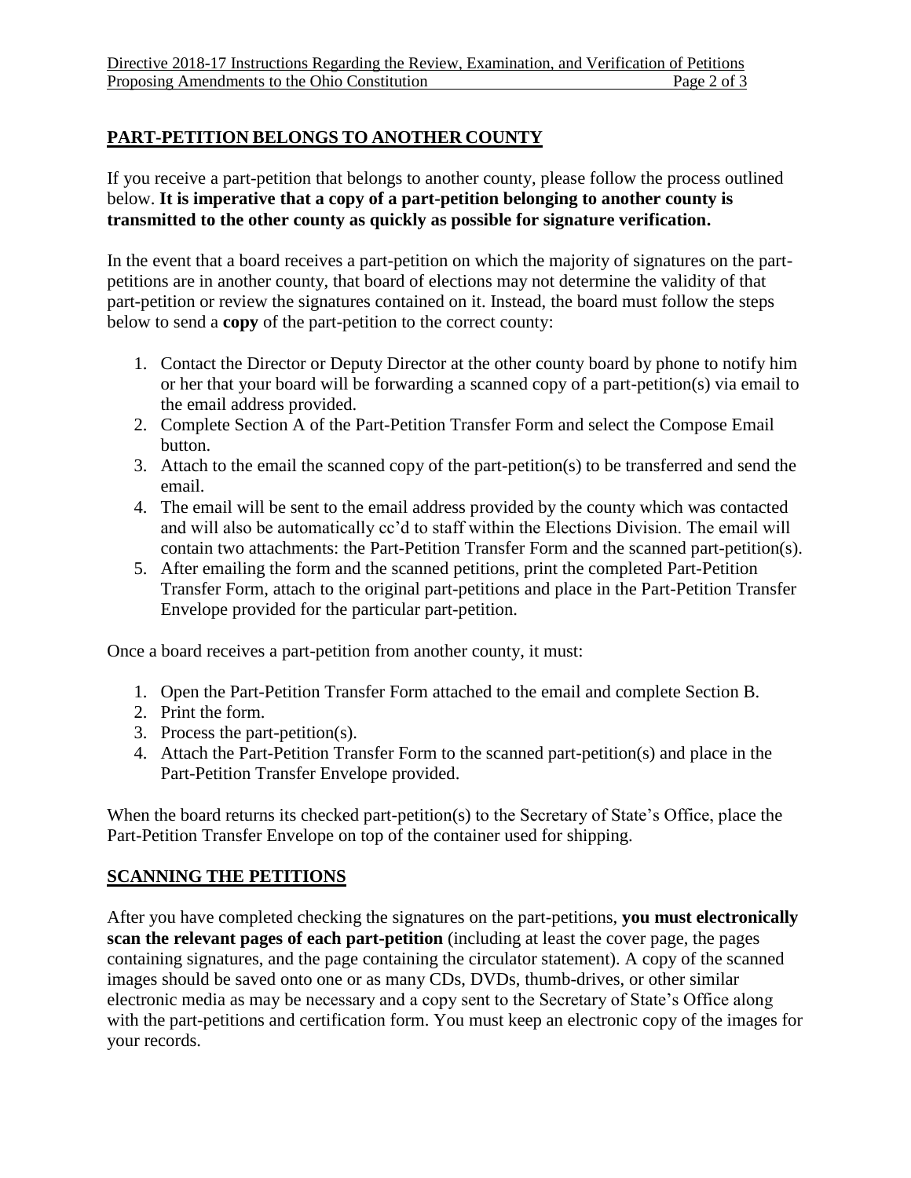## PART-PETITION BELONGS TO ANOTHER COUNTY

If you receive a part-petition that belongs to another county, please follow the process outlined below. **It is imperative that a copy of a part-petition belonging to another county is transmitted to the other county as quickly as possible for signature verification.**

In the event that a board receives a part-petition on which the majority of signatures on the part-petitions are in another county, that board of elections may not determine the validity of that part-petition or review the signatures contained on it. Instead, the board must follow the steps below to send a **copy** of the part-petition to the correct county:

1. Contact the Director or Deputy Director at the other county board by phone to notify him or her that your board will be forwarding a scanned copy of a part-petition(s) via email to the email address provided.
2. Complete Section A of the Part-Petition Transfer Form and select the Compose Email button.
3. Attach to the email the scanned copy of the part-petition(s) to be transferred and send the email.
4. The email will be sent to the email address provided by the county which was contacted and will also be automatically cc'd to staff within the Elections Division. The email will contain two attachments: the Part-Petition Transfer Form and the scanned part-petition(s).
5. After emailing the form and the scanned petitions, print the completed Part-Petition Transfer Form, attach to the original part-petitions and place in the Part-Petition Transfer Envelope provided for the particular part-petition.

Once a board receives a part-petition from another county, it must:

1. Open the Part-Petition Transfer Form attached to the email and complete Section B.
2. Print the form.
3. Process the part-petition(s).
4. Attach the Part-Petition Transfer Form to the scanned part-petition(s) and place in the Part-Petition Transfer Envelope provided.

When the board returns its checked part-petition(s) to the Secretary of State's Office, place the Part-Petition Transfer Envelope on top of the container used for shipping.

## SCANNING THE PETITIONS

After you have completed checking the signatures on the part-petitions, **you must electronically scan the relevant pages of each part-petition** (including at least the cover page, the pages containing signatures, and the page containing the circulator statement). A copy of the scanned images should be saved onto one or as many CDs, DVDs, thumb-drives, or other similar electronic media as may be necessary and a copy sent to the Secretary of State's Office along with the part-petitions and certification form. You must keep an electronic copy of the images for your records.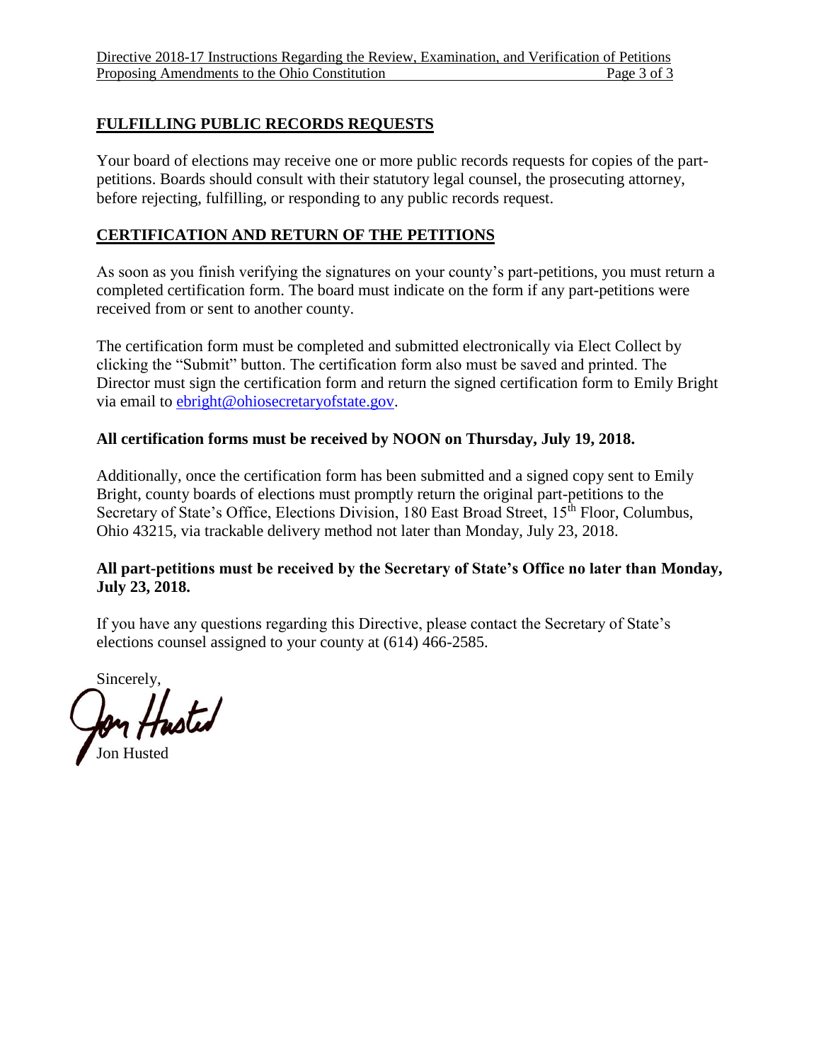## FULFILLING PUBLIC RECORDS REQUESTS

Your board of elections may receive one or more public records requests for copies of the part-petitions. Boards should consult with their statutory legal counsel, the prosecuting attorney, before rejecting, fulfilling, or responding to any public records request.

## CERTIFICATION AND RETURN OF THE PETITIONS

As soon as you finish verifying the signatures on your county's part-petitions, you must return a completed certification form. The board must indicate on the form if any part-petitions were received from or sent to another county.

The certification form must be completed and submitted electronically via Elect Collect by clicking the "Submit" button. The certification form also must be saved and printed. The Director must sign the certification form and return the signed certification form to Emily Bright via email to ebright@ohiosecretaryofstate.gov.

**All certification forms must be received by NOON on Thursday, July 19, 2018.**

Additionally, once the certification form has been submitted and a signed copy sent to Emily Bright, county boards of elections must promptly return the original part-petitions to the Secretary of State's Office, Elections Division, 180 East Broad Street, 15th Floor, Columbus, Ohio 43215, via trackable delivery method not later than Monday, July 23, 2018.

**All part-petitions must be received by the Secretary of State's Office no later than Monday, July 23, 2018.**

If you have any questions regarding this Directive, please contact the Secretary of State's elections counsel assigned to your county at (614) 466-2585.

Sincerely,

Jon Husted